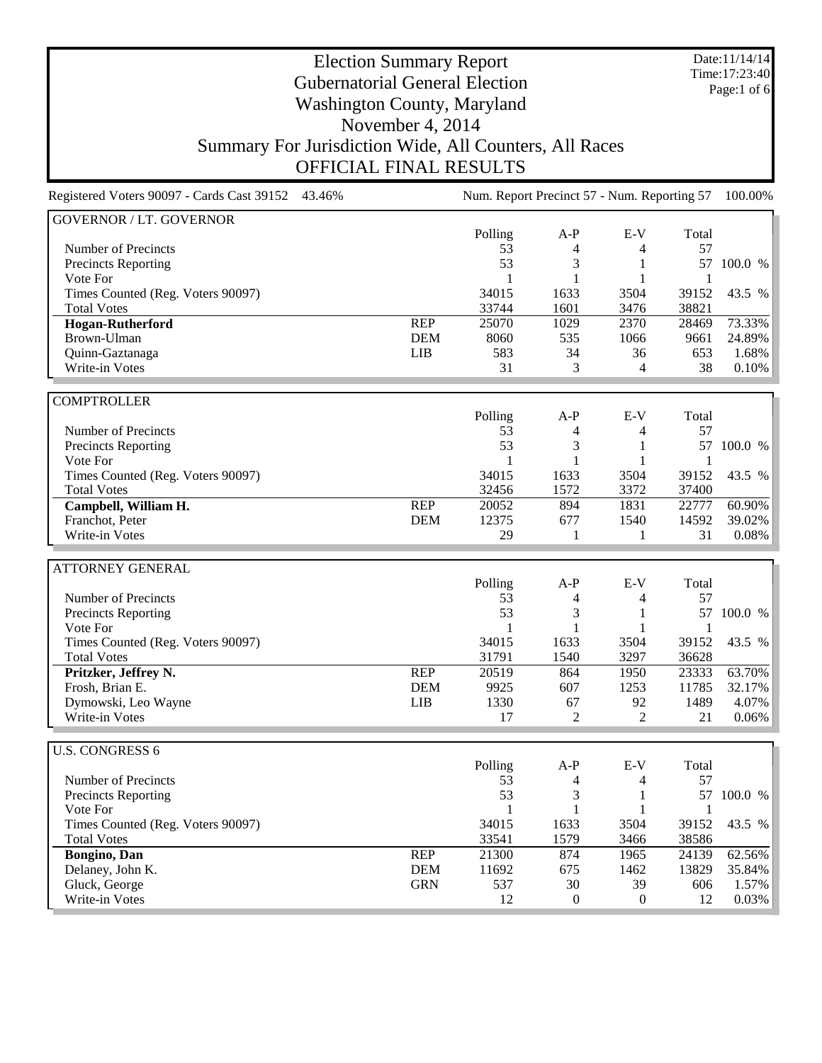# Election Summary Report

## Gubernatorial General Election

## Washington County, Maryland

## November 4, 2014

## Summary For Jurisdiction Wide, All Counters, All Races

## OFFICIAL FINAL RESULTS

Date:11/14/14
Time:17:23:40

Registered Voters 90097 - Cards Cast 39152 43.46%    Num. Report Precinct 57 - Num. Reporting 57 100.00%

### GOVERNOR / LT. GOVERNOR

| | | Polling | A-P | E-V | Total | |
|---|---|---|---|---|---|---|
| Number of Precincts | | 53 | 4 | 4 | 57 | |
| Precincts Reporting | | 53 | 3 | 1 | 57 | 100.0 % |
| Vote For | | 1 | 1 | 1 | 1 | |
| Times Counted (Reg. Voters 90097) | | 34015 | 1633 | 3504 | 39152 | 43.5 % |
| Total Votes | | 33744 | 1601 | 3476 | 38821 | |
| **Hogan-Rutherford** | REP | 25070 | 1029 | 2370 | 28469 | 73.33% |
| Brown-Ulman | DEM | 8060 | 535 | 1066 | 9661 | 24.89% |
| Quinn-Gaztanaga | LIB | 583 | 34 | 36 | 653 | 1.68% |
| Write-in Votes | | 31 | 3 | 4 | 38 | 0.10% |

### COMPTROLLER

| | | Polling | A-P | E-V | Total | |
|---|---|---|---|---|---|---|
| Number of Precincts | | 53 | 4 | 4 | 57 | |
| Precincts Reporting | | 53 | 3 | 1 | 57 | 100.0 % |
| Vote For | | 1 | 1 | 1 | 1 | |
| Times Counted (Reg. Voters 90097) | | 34015 | 1633 | 3504 | 39152 | 43.5 % |
| Total Votes | | 32456 | 1572 | 3372 | 37400 | |
| **Campbell, William H.** | REP | 20052 | 894 | 1831 | 22777 | 60.90% |
| Franchot, Peter | DEM | 12375 | 677 | 1540 | 14592 | 39.02% |
| Write-in Votes | | 29 | 1 | 1 | 31 | 0.08% |

### ATTORNEY GENERAL

| | | Polling | A-P | E-V | Total | |
|---|---|---|---|---|---|---|
| Number of Precincts | | 53 | 4 | 4 | 57 | |
| Precincts Reporting | | 53 | 3 | 1 | 57 | 100.0 % |
| Vote For | | 1 | 1 | 1 | 1 | |
| Times Counted (Reg. Voters 90097) | | 34015 | 1633 | 3504 | 39152 | 43.5 % |
| Total Votes | | 31791 | 1540 | 3297 | 36628 | |
| **Pritzker, Jeffrey N.** | REP | 20519 | 864 | 1950 | 23333 | 63.70% |
| Frosh, Brian E. | DEM | 9925 | 607 | 1253 | 11785 | 32.17% |
| Dymowski, Leo Wayne | LIB | 1330 | 67 | 92 | 1489 | 4.07% |
| Write-in Votes | | 17 | 2 | 2 | 21 | 0.06% |

### U.S. CONGRESS 6

| | | Polling | A-P | E-V | Total | |
|---|---|---|---|---|---|---|
| Number of Precincts | | 53 | 4 | 4 | 57 | |
| Precincts Reporting | | 53 | 3 | 1 | 57 | 100.0 % |
| Vote For | | 1 | 1 | 1 | 1 | |
| Times Counted (Reg. Voters 90097) | | 34015 | 1633 | 3504 | 39152 | 43.5 % |
| Total Votes | | 33541 | 1579 | 3466 | 38586 | |
| **Bongino, Dan** | REP | 21300 | 874 | 1965 | 24139 | 62.56% |
| Delaney, John K. | DEM | 11692 | 675 | 1462 | 13829 | 35.84% |
| Gluck, George | GRN | 537 | 30 | 39 | 606 | 1.57% |
| Write-in Votes | | 12 | 0 | 0 | 12 | 0.03% |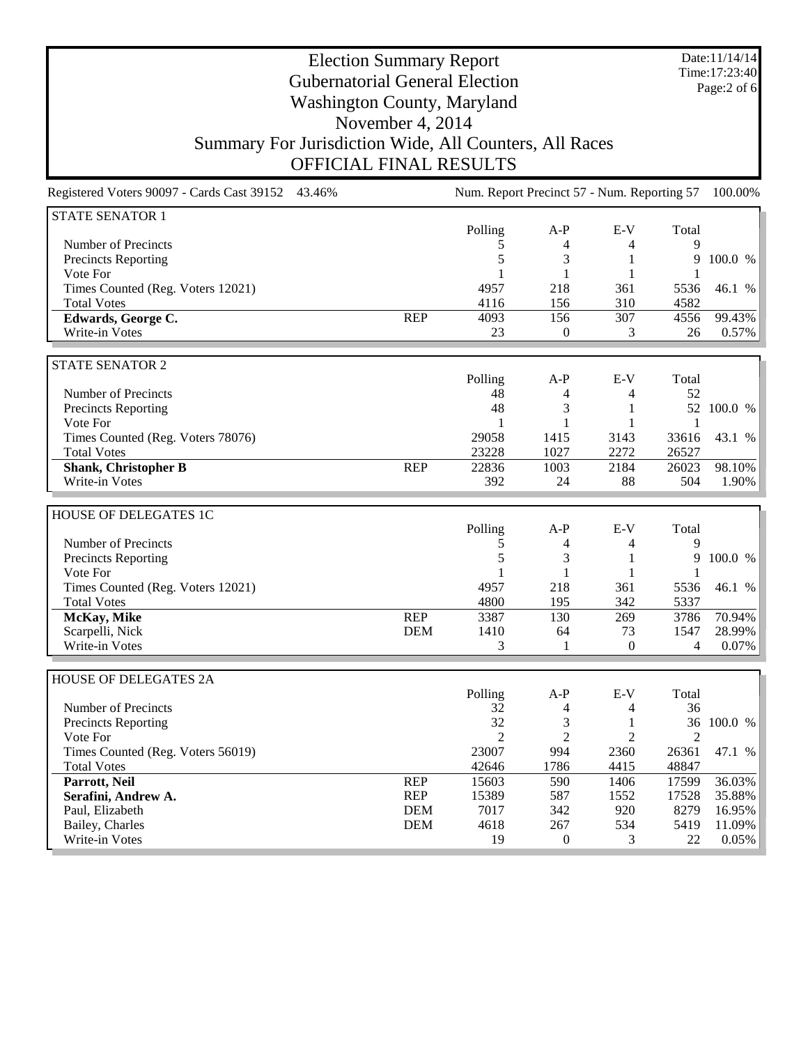# Election Summary Report

## Gubernatorial General Election

## Washington County, Maryland

## November 4, 2014

## Summary For Jurisdiction Wide, All Counters, All Races

## OFFICIAL FINAL RESULTS

Date:11/14/14
Time:17:23:40

Registered Voters 90097 - Cards Cast 39152 43.46% | Num. Report Precinct 57 - Num. Reporting 57 100.00%

### STATE SENATOR 1

| | | Polling | A-P | E-V | Total | |
|---|---|---|---|---|---|---|
| Number of Precincts | | 5 | 4 | 4 | 9 | |
| Precincts Reporting | | 5 | 3 | 1 | 9 | 100.0 % |
| Vote For | | 1 | 1 | 1 | 1 | |
| Times Counted (Reg. Voters 12021) | | 4957 | 218 | 361 | 5536 | 46.1 % |
| Total Votes | | 4116 | 156 | 310 | 4582 | |
| **Edwards, George C.** | REP | 4093 | 156 | 307 | 4556 | 99.43% |
| Write-in Votes | | 23 | 0 | 3 | 26 | 0.57% |

### STATE SENATOR 2

| | | Polling | A-P | E-V | Total | |
|---|---|---|---|---|---|---|
| Number of Precincts | | 48 | 4 | 4 | 52 | |
| Precincts Reporting | | 48 | 3 | 1 | 52 | 100.0 % |
| Vote For | | 1 | 1 | 1 | 1 | |
| Times Counted (Reg. Voters 78076) | | 29058 | 1415 | 3143 | 33616 | 43.1 % |
| Total Votes | | 23228 | 1027 | 2272 | 26527 | |
| **Shank, Christopher B** | REP | 22836 | 1003 | 2184 | 26023 | 98.10% |
| Write-in Votes | | 392 | 24 | 88 | 504 | 1.90% |

### HOUSE OF DELEGATES 1C

| | | Polling | A-P | E-V | Total | |
|---|---|---|---|---|---|---|
| Number of Precincts | | 5 | 4 | 4 | 9 | |
| Precincts Reporting | | 5 | 3 | 1 | 9 | 100.0 % |
| Vote For | | 1 | 1 | 1 | 1 | |
| Times Counted (Reg. Voters 12021) | | 4957 | 218 | 361 | 5536 | 46.1 % |
| Total Votes | | 4800 | 195 | 342 | 5337 | |
| **McKay, Mike** | REP | 3387 | 130 | 269 | 3786 | 70.94% |
| Scarpelli, Nick | DEM | 1410 | 64 | 73 | 1547 | 28.99% |
| Write-in Votes | | 3 | 1 | 0 | 4 | 0.07% |

### HOUSE OF DELEGATES 2A

| | | Polling | A-P | E-V | Total | |
|---|---|---|---|---|---|---|
| Number of Precincts | | 32 | 4 | 4 | 36 | |
| Precincts Reporting | | 32 | 3 | 1 | 36 | 100.0 % |
| Vote For | | 2 | 2 | 2 | 2 | |
| Times Counted (Reg. Voters 56019) | | 23007 | 994 | 2360 | 26361 | 47.1 % |
| Total Votes | | 42646 | 1786 | 4415 | 48847 | |
| **Parrott, Neil** | REP | 15603 | 590 | 1406 | 17599 | 36.03% |
| **Serafini, Andrew A.** | REP | 15389 | 587 | 1552 | 17528 | 35.88% |
| Paul, Elizabeth | DEM | 7017 | 342 | 920 | 8279 | 16.95% |
| Bailey, Charles | DEM | 4618 | 267 | 534 | 5419 | 11.09% |
| Write-in Votes | | 19 | 0 | 3 | 22 | 0.05% |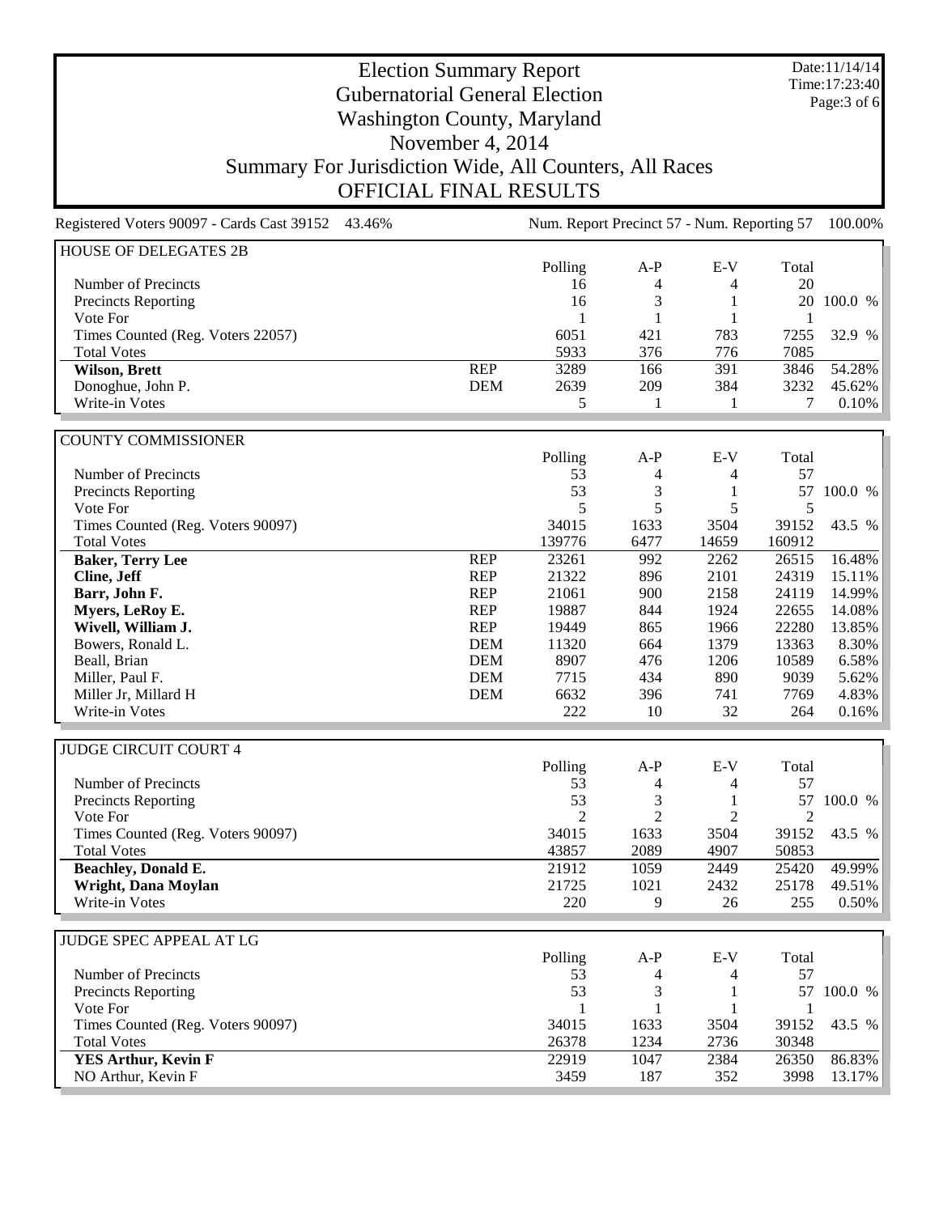# Election Summary Report
## Gubernatorial General Election
## Washington County, Maryland
## November 4, 2014
## Summary For Jurisdiction Wide, All Counters, All Races
## OFFICIAL FINAL RESULTS

Date:11/14/14
Time:17:23:40

Registered Voters 90097 - Cards Cast 39152 43.46%    Num. Report Precinct 57 - Num. Reporting 57 100.00%

### HOUSE OF DELEGATES 2B

| | | Polling | A-P | E-V | Total | |
|---|---|---|---|---|---|---|
| Number of Precincts | | 16 | 4 | 4 | 20 | |
| Precincts Reporting | | 16 | 3 | 1 | 20 | 100.0 % |
| Vote For | | 1 | 1 | 1 | 1 | |
| Times Counted (Reg. Voters 22057) | | 6051 | 421 | 783 | 7255 | 32.9 % |
| Total Votes | | 5933 | 376 | 776 | 7085 | |
| **Wilson, Brett** | REP | 3289 | 166 | 391 | 3846 | 54.28% |
| Donoghue, John P. | DEM | 2639 | 209 | 384 | 3232 | 45.62% |
| Write-in Votes | | 5 | 1 | 1 | 7 | 0.10% |

### COUNTY COMMISSIONER

| | | Polling | A-P | E-V | Total | |
|---|---|---|---|---|---|---|
| Number of Precincts | | 53 | 4 | 4 | 57 | |
| Precincts Reporting | | 53 | 3 | 1 | 57 | 100.0 % |
| Vote For | | 5 | 5 | 5 | 5 | |
| Times Counted (Reg. Voters 90097) | | 34015 | 1633 | 3504 | 39152 | 43.5 % |
| Total Votes | | 139776 | 6477 | 14659 | 160912 | |
| **Baker, Terry Lee** | REP | 23261 | 992 | 2262 | 26515 | 16.48% |
| **Cline, Jeff** | REP | 21322 | 896 | 2101 | 24319 | 15.11% |
| **Barr, John F.** | REP | 21061 | 900 | 2158 | 24119 | 14.99% |
| **Myers, LeRoy E.** | REP | 19887 | 844 | 1924 | 22655 | 14.08% |
| **Wivell, William J.** | REP | 19449 | 865 | 1966 | 22280 | 13.85% |
| Bowers, Ronald L. | DEM | 11320 | 664 | 1379 | 13363 | 8.30% |
| Beall, Brian | DEM | 8907 | 476 | 1206 | 10589 | 6.58% |
| Miller, Paul F. | DEM | 7715 | 434 | 890 | 9039 | 5.62% |
| Miller Jr, Millard H | DEM | 6632 | 396 | 741 | 7769 | 4.83% |
| Write-in Votes | | 222 | 10 | 32 | 264 | 0.16% |

### JUDGE CIRCUIT COURT 4

| | Polling | A-P | E-V | Total | |
|---|---|---|---|---|---|
| Number of Precincts | 53 | 4 | 4 | 57 | |
| Precincts Reporting | 53 | 3 | 1 | 57 | 100.0 % |
| Vote For | 2 | 2 | 2 | 2 | |
| Times Counted (Reg. Voters 90097) | 34015 | 1633 | 3504 | 39152 | 43.5 % |
| Total Votes | 43857 | 2089 | 4907 | 50853 | |
| **Beachley, Donald E.** | 21912 | 1059 | 2449 | 25420 | 49.99% |
| **Wright, Dana Moylan** | 21725 | 1021 | 2432 | 25178 | 49.51% |
| Write-in Votes | 220 | 9 | 26 | 255 | 0.50% |

### JUDGE SPEC APPEAL AT LG

| | Polling | A-P | E-V | Total | |
|---|---|---|---|---|---|
| Number of Precincts | 53 | 4 | 4 | 57 | |
| Precincts Reporting | 53 | 3 | 1 | 57 | 100.0 % |
| Vote For | 1 | 1 | 1 | 1 | |
| Times Counted (Reg. Voters 90097) | 34015 | 1633 | 3504 | 39152 | 43.5 % |
| Total Votes | 26378 | 1234 | 2736 | 30348 | |
| **YES Arthur, Kevin F** | 22919 | 1047 | 2384 | 26350 | 86.83% |
| NO Arthur, Kevin F | 3459 | 187 | 352 | 3998 | 13.17% |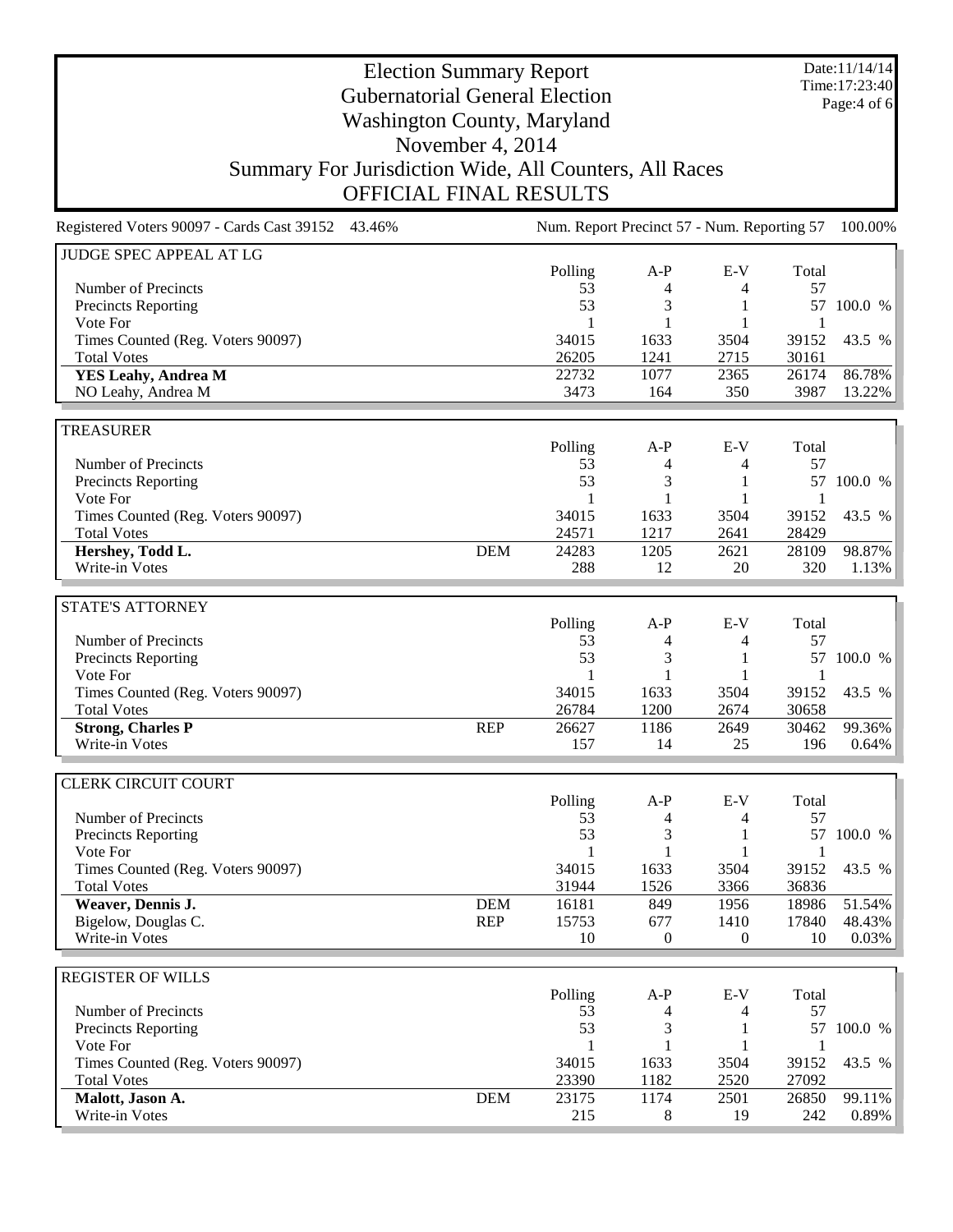# Election Summary Report

## Gubernatorial General Election
## Washington County, Maryland
## November 4, 2014
## Summary For Jurisdiction Wide, All Counters, All Races
## OFFICIAL FINAL RESULTS

Date:11/14/14
Time:17:23:40

Registered Voters 90097 - Cards Cast 39152 43.46% | Num. Report Precinct 57 - Num. Reporting 57 100.00%

### JUDGE SPEC APPEAL AT LG

| | | Polling | A-P | E-V | Total | |
|---|---|---|---|---|---|---|
| Number of Precincts | | 53 | 4 | 4 | 57 | |
| Precincts Reporting | | 53 | 3 | 1 | 57 | 100.0 % |
| Vote For | | 1 | 1 | 1 | 1 | |
| Times Counted (Reg. Voters 90097) | | 34015 | 1633 | 3504 | 39152 | 43.5 % |
| Total Votes | | 26205 | 1241 | 2715 | 30161 | |
| **YES Leahy, Andrea M** | | 22732 | 1077 | 2365 | 26174 | 86.78% |
| NO Leahy, Andrea M | | 3473 | 164 | 350 | 3987 | 13.22% |

### TREASURER

| | | Polling | A-P | E-V | Total | |
|---|---|---|---|---|---|---|
| Number of Precincts | | 53 | 4 | 4 | 57 | |
| Precincts Reporting | | 53 | 3 | 1 | 57 | 100.0 % |
| Vote For | | 1 | 1 | 1 | 1 | |
| Times Counted (Reg. Voters 90097) | | 34015 | 1633 | 3504 | 39152 | 43.5 % |
| Total Votes | | 24571 | 1217 | 2641 | 28429 | |
| **Hershey, Todd L.** | DEM | 24283 | 1205 | 2621 | 28109 | 98.87% |
| Write-in Votes | | 288 | 12 | 20 | 320 | 1.13% |

### STATE'S ATTORNEY

| | | Polling | A-P | E-V | Total | |
|---|---|---|---|---|---|---|
| Number of Precincts | | 53 | 4 | 4 | 57 | |
| Precincts Reporting | | 53 | 3 | 1 | 57 | 100.0 % |
| Vote For | | 1 | 1 | 1 | 1 | |
| Times Counted (Reg. Voters 90097) | | 34015 | 1633 | 3504 | 39152 | 43.5 % |
| Total Votes | | 26784 | 1200 | 2674 | 30658 | |
| **Strong, Charles P** | REP | 26627 | 1186 | 2649 | 30462 | 99.36% |
| Write-in Votes | | 157 | 14 | 25 | 196 | 0.64% |

### CLERK CIRCUIT COURT

| | | Polling | A-P | E-V | Total | |
|---|---|---|---|---|---|---|
| Number of Precincts | | 53 | 4 | 4 | 57 | |
| Precincts Reporting | | 53 | 3 | 1 | 57 | 100.0 % |
| Vote For | | 1 | 1 | 1 | 1 | |
| Times Counted (Reg. Voters 90097) | | 34015 | 1633 | 3504 | 39152 | 43.5 % |
| Total Votes | | 31944 | 1526 | 3366 | 36836 | |
| **Weaver, Dennis J.** | DEM | 16181 | 849 | 1956 | 18986 | 51.54% |
| Bigelow, Douglas C. | REP | 15753 | 677 | 1410 | 17840 | 48.43% |
| Write-in Votes | | 10 | 0 | 0 | 10 | 0.03% |

### REGISTER OF WILLS

| | | Polling | A-P | E-V | Total | |
|---|---|---|---|---|---|---|
| Number of Precincts | | 53 | 4 | 4 | 57 | |
| Precincts Reporting | | 53 | 3 | 1 | 57 | 100.0 % |
| Vote For | | 1 | 1 | 1 | 1 | |
| Times Counted (Reg. Voters 90097) | | 34015 | 1633 | 3504 | 39152 | 43.5 % |
| Total Votes | | 23390 | 1182 | 2520 | 27092 | |
| **Malott, Jason A.** | DEM | 23175 | 1174 | 2501 | 26850 | 99.11% |
| Write-in Votes | | 215 | 8 | 19 | 242 | 0.89% |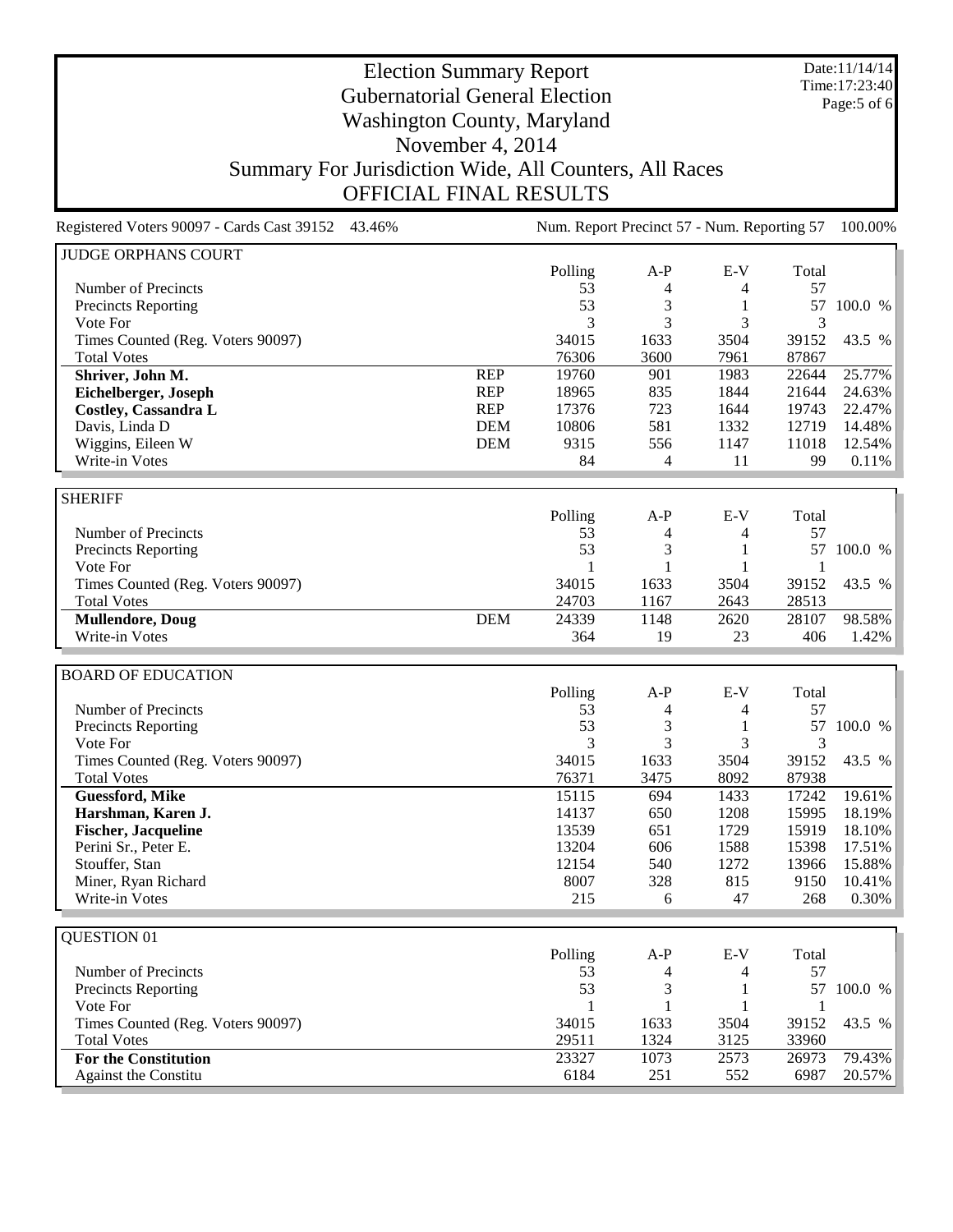# Election Summary Report
## Gubernatorial General Election
## Washington County, Maryland
## November 4, 2014
## Summary For Jurisdiction Wide, All Counters, All Races
## OFFICIAL FINAL RESULTS

Date:11/14/14
Time:17:23:40

Registered Voters 90097 - Cards Cast 39152 43.46% Num. Report Precinct 57 - Num. Reporting 57 100.00%

### JUDGE ORPHANS COURT

| | | Polling | A-P | E-V | Total | |
|---|---|---|---|---|---|---|
| Number of Precincts | | 53 | 4 | 4 | 57 | |
| Precincts Reporting | | 53 | 3 | 1 | 57 | 100.0 % |
| Vote For | | 3 | 3 | 3 | 3 | |
| Times Counted (Reg. Voters 90097) | | 34015 | 1633 | 3504 | 39152 | 43.5 % |
| Total Votes | | 76306 | 3600 | 7961 | 87867 | |
| **Shriver, John M.** | REP | 19760 | 901 | 1983 | 22644 | 25.77% |
| **Eichelberger, Joseph** | REP | 18965 | 835 | 1844 | 21644 | 24.63% |
| **Costley, Cassandra L** | REP | 17376 | 723 | 1644 | 19743 | 22.47% |
| Davis, Linda D | DEM | 10806 | 581 | 1332 | 12719 | 14.48% |
| Wiggins, Eileen W | DEM | 9315 | 556 | 1147 | 11018 | 12.54% |
| Write-in Votes | | 84 | 4 | 11 | 99 | 0.11% |

### SHERIFF

| | | Polling | A-P | E-V | Total | |
|---|---|---|---|---|---|---|
| Number of Precincts | | 53 | 4 | 4 | 57 | |
| Precincts Reporting | | 53 | 3 | 1 | 57 | 100.0 % |
| Vote For | | 1 | 1 | 1 | 1 | |
| Times Counted (Reg. Voters 90097) | | 34015 | 1633 | 3504 | 39152 | 43.5 % |
| Total Votes | | 24703 | 1167 | 2643 | 28513 | |
| **Mullendore, Doug** | DEM | 24339 | 1148 | 2620 | 28107 | 98.58% |
| Write-in Votes | | 364 | 19 | 23 | 406 | 1.42% |

### BOARD OF EDUCATION

| | Polling | A-P | E-V | Total | |
|---|---|---|---|---|---|
| Number of Precincts | 53 | 4 | 4 | 57 | |
| Precincts Reporting | 53 | 3 | 1 | 57 | 100.0 % |
| Vote For | 3 | 3 | 3 | 3 | |
| Times Counted (Reg. Voters 90097) | 34015 | 1633 | 3504 | 39152 | 43.5 % |
| Total Votes | 76371 | 3475 | 8092 | 87938 | |
| **Guessford, Mike** | 15115 | 694 | 1433 | 17242 | 19.61% |
| **Harshman, Karen J.** | 14137 | 650 | 1208 | 15995 | 18.19% |
| **Fischer, Jacqueline** | 13539 | 651 | 1729 | 15919 | 18.10% |
| Perini Sr., Peter E. | 13204 | 606 | 1588 | 15398 | 17.51% |
| Stouffer, Stan | 12154 | 540 | 1272 | 13966 | 15.88% |
| Miner, Ryan Richard | 8007 | 328 | 815 | 9150 | 10.41% |
| Write-in Votes | 215 | 6 | 47 | 268 | 0.30% |

### QUESTION 01

| | Polling | A-P | E-V | Total | |
|---|---|---|---|---|---|
| Number of Precincts | 53 | 4 | 4 | 57 | |
| Precincts Reporting | 53 | 3 | 1 | 57 | 100.0 % |
| Vote For | 1 | 1 | 1 | 1 | |
| Times Counted (Reg. Voters 90097) | 34015 | 1633 | 3504 | 39152 | 43.5 % |
| Total Votes | 29511 | 1324 | 3125 | 33960 | |
| **For the Constitution** | 23327 | 1073 | 2573 | 26973 | 79.43% |
| Against the Constitu | 6184 | 251 | 552 | 6987 | 20.57% |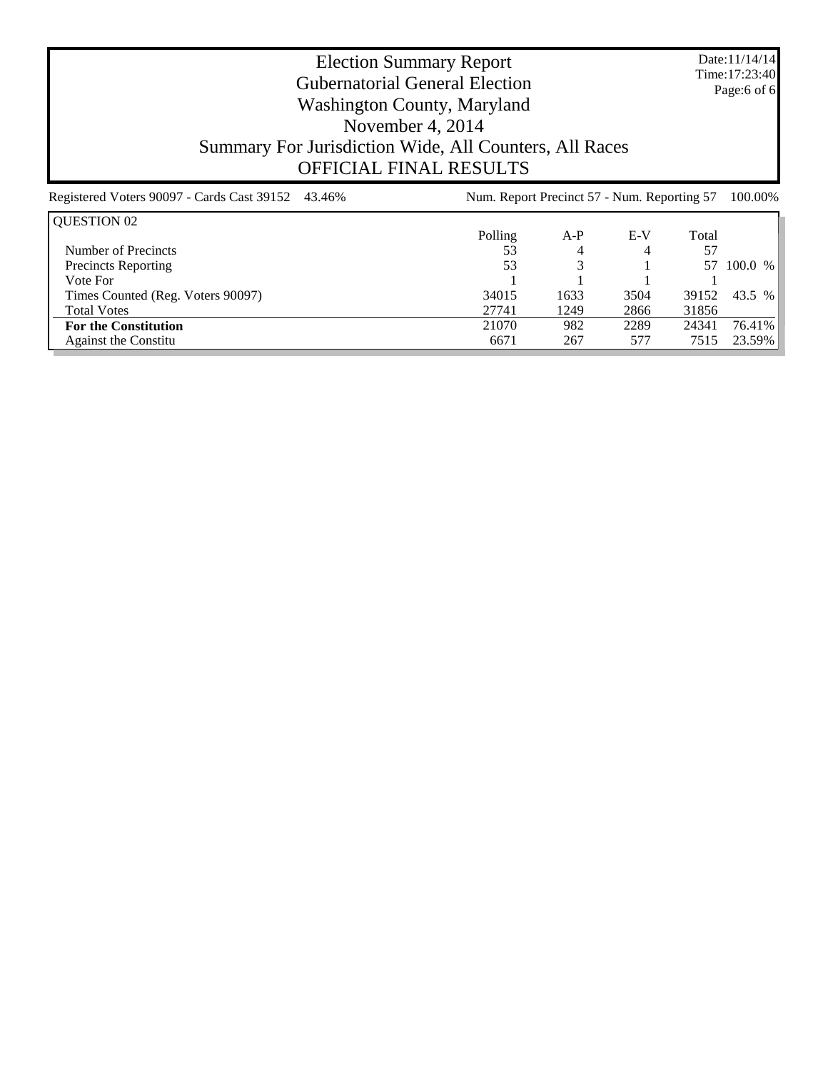# Election Summary Report

## Gubernatorial General Election

## Washington County, Maryland

## November 4, 2014

## Summary For Jurisdiction Wide, All Counters, All Races

## OFFICIAL FINAL RESULTS

Date:11/14/14
Time:17:23:40

Registered Voters 90097 - Cards Cast 39152 43.46% Num. Report Precinct 57 - Num. Reporting 57 100.00%

| QUESTION 02 | Polling | A-P | E-V | Total | |
|---|---|---|---|---|---|
| Number of Precincts | 53 | 4 | 4 | 57 | |
| Precincts Reporting | 53 | 3 | 1 | 57 | 100.0 % |
| Vote For | 1 | 1 | 1 | 1 | |
| Times Counted (Reg. Voters 90097) | 34015 | 1633 | 3504 | 39152 | 43.5 % |
| Total Votes | 27741 | 1249 | 2866 | 31856 | |
| **For the Constitution** | 21070 | 982 | 2289 | 24341 | 76.41% |
| Against the Constitu | 6671 | 267 | 577 | 7515 | 23.59% |